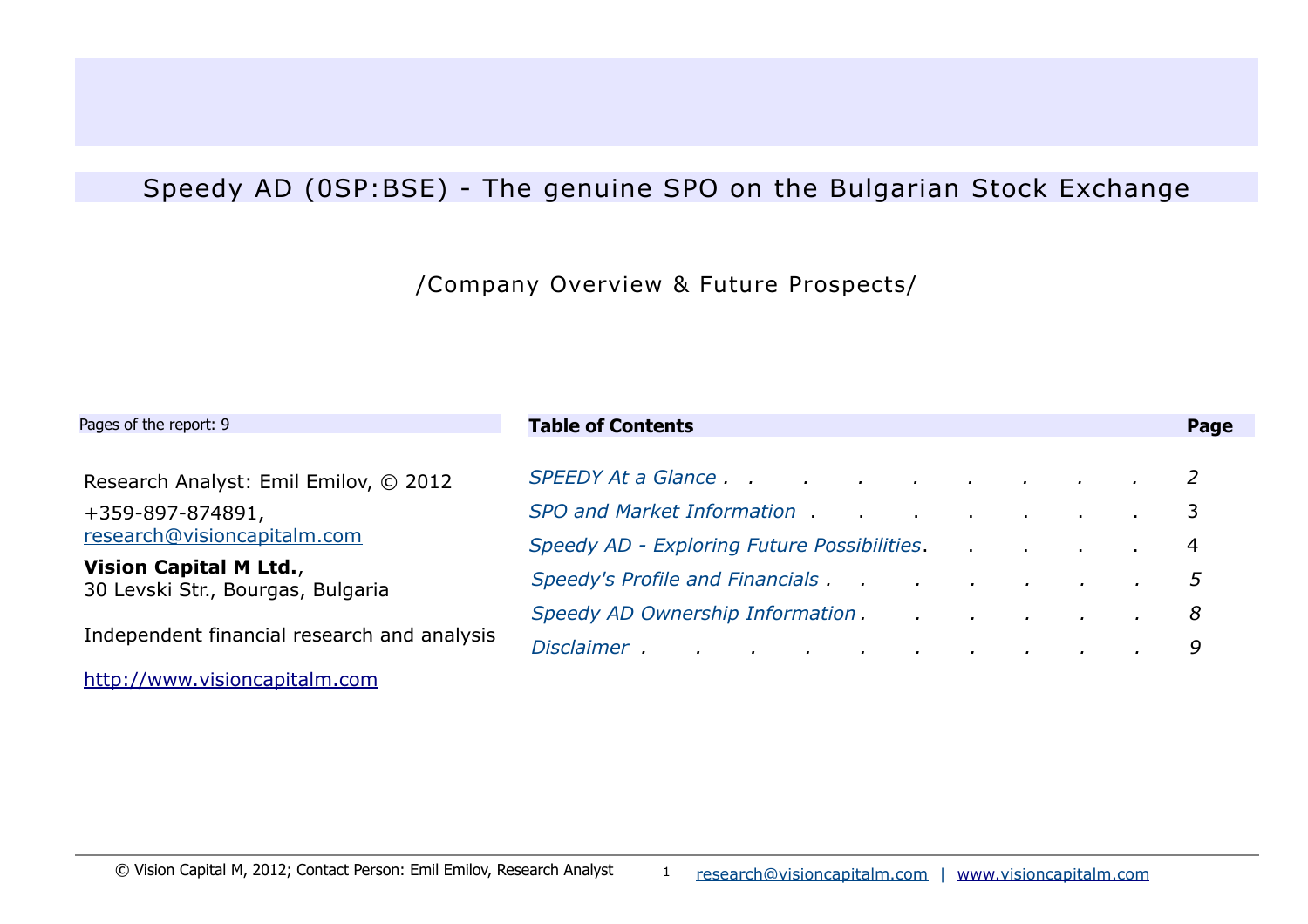# Speedy AD (0SP:BSE) - The genuine SPO on the Bulgarian Stock Exchange

/Company Overview & Future Prospects/

Pages of the report: 9

Research Analyst: Emil Emilov, © 2012

+359-897-874891,
research@visioncapitalm.com

**Vision Capital M Ltd.**,
30 Levski Str., Bourgas, Bulgaria

Independent financial research and analysis

http://www.visioncapitalm.com

| **Table of Contents** | **Page** |
|---|---|
| *SPEEDY At a Glance* | *2* |
| *SPO and Market Information* | 3 |
| *Speedy AD - Exploring Future Possibilities* | 4 |
| *Speedy's Profile and Financials* | *5* |
| *Speedy AD Ownership Information* | *8* |
| *Disclaimer* | *9* |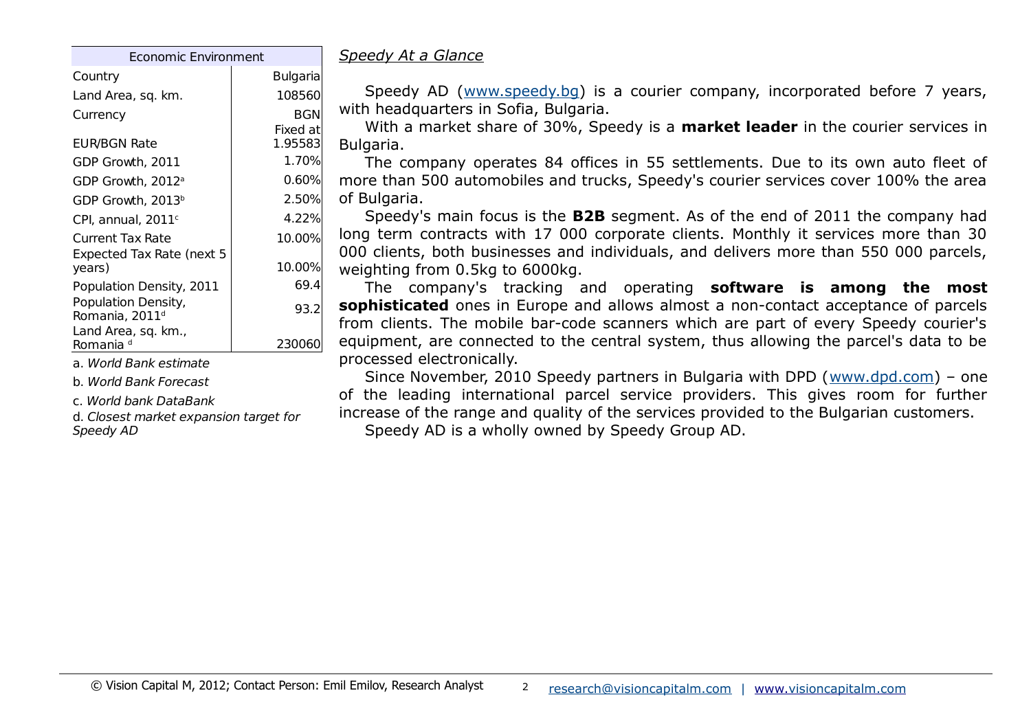| Economic Environment | |
|---|---|
| Country | Bulgaria |
| Land Area, sq. km. | 108560 |
| Currency | BGN |
| EUR/BGN Rate | Fixed at 1.95583 |
| GDP Growth, 2011 | 1.70% |
| GDP Growth, 2012[a] | 0.60% |
| GDP Growth, 2013[b] | 2.50% |
| CPI, annual, 2011[c] | 4.22% |
| Current Tax Rate | 10.00% |
| Expected Tax Rate (next 5 years) | 10.00% |
| Population Density, 2011 | 69.4 |
| Population Density, Romania, 2011[d] | 93.2 |
| Land Area, sq. km., Romania [d] | 230060 |

a. *World Bank estimate*

b. *World Bank Forecast*

c. *World bank DataBank*

d. *Closest market expansion target for Speedy AD*

## *Speedy At a Glance*

Speedy AD (www.speedy.bg) is a courier company, incorporated before 7 years, with headquarters in Sofia, Bulgaria.

With a market share of 30%, Speedy is a **market leader** in the courier services in Bulgaria.

The company operates 84 offices in 55 settlements. Due to its own auto fleet of more than 500 automobiles and trucks, Speedy's courier services cover 100% the area of Bulgaria.

Speedy's main focus is the **B2B** segment. As of the end of 2011 the company had long term contracts with 17 000 corporate clients. Monthly it services more than 30 000 clients, both businesses and individuals, and delivers more than 550 000 parcels, weighting from 0.5kg to 6000kg.

The company's tracking and operating **software is among the most sophisticated** ones in Europe and allows almost a non-contact acceptance of parcels from clients. The mobile bar-code scanners which are part of every Speedy courier's equipment, are connected to the central system, thus allowing the parcel's data to be processed electronically.

Since November, 2010 Speedy partners in Bulgaria with DPD (www.dpd.com) – one of the leading international parcel service providers. This gives room for further increase of the range and quality of the services provided to the Bulgarian customers.

Speedy AD is a wholly owned by Speedy Group AD.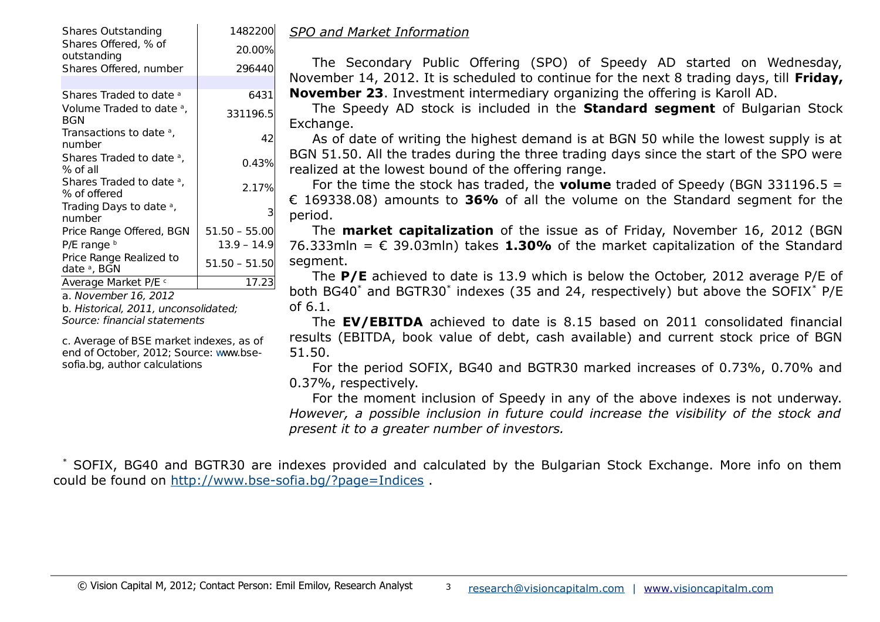| | |
|---|---|
| Shares Outstanding | 1482200 |
| Shares Offered, % of outstanding | 20.00% |
| Shares Offered, number | 296440 |
| | |
| Shares Traded to date [a] | 6431 |
| Volume Traded to date [a], BGN | 331196.5 |
| Transactions to date [a], number | 42 |
| Shares Traded to date [a], % of all | 0.43% |
| Shares Traded to date [a], % of offered | 2.17% |
| Trading Days to date [a], number | 3 |
| Price Range Offered, BGN | 51.50 – 55.00 |
| P/E range [b] | 13.9 – 14.9 |
| Price Range Realized to date [a], BGN | 51.50 – 51.50 |
| Average Market P/E [c] | 17.23 |

a. *November 16, 2012*

b. *Historical, 2011, unconsolidated; Source: financial statements*

c. Average of BSE market indexes, as of end of October, 2012; Source: www.bse-sofia.bg, author calculations

*SPO and Market Information*

The Secondary Public Offering (SPO) of Speedy AD started on Wednesday, November 14, 2012. It is scheduled to continue for the next 8 trading days, till **Friday, November 23**. Investment intermediary organizing the offering is Karoll AD.

The Speedy AD stock is included in the **Standard segment** of Bulgarian Stock Exchange.

As of date of writing the highest demand is at BGN 50 while the lowest supply is at BGN 51.50. All the trades during the three trading days since the start of the SPO were realized at the lowest bound of the offering range.

For the time the stock has traded, the **volume** traded of Speedy (BGN 331196.5 = € 169338.08) amounts to **36%** of all the volume on the Standard segment for the period.

The **market capitalization** of the issue as of Friday, November 16, 2012 (BGN 76.333mln = € 39.03mln) takes **1.30%** of the market capitalization of the Standard segment.

The **P/E** achieved to date is 13.9 which is below the October, 2012 average P/E of both BG40* and BGTR30* indexes (35 and 24, respectively) but above the SOFIX* P/E of 6.1.

The **EV/EBITDA** achieved to date is 8.15 based on 2011 consolidated financial results (EBITDA, book value of debt, cash available) and current stock price of BGN 51.50.

For the period SOFIX, BG40 and BGTR30 marked increases of 0.73%, 0.70% and 0.37%, respectively.

For the moment inclusion of Speedy in any of the above indexes is not underway. *However, a possible inclusion in future could increase the visibility of the stock and present it to a greater number of investors.*

* SOFIX, BG40 and BGTR30 are indexes provided and calculated by the Bulgarian Stock Exchange. More info on them could be found on http://www.bse-sofia.bg/?page=Indices .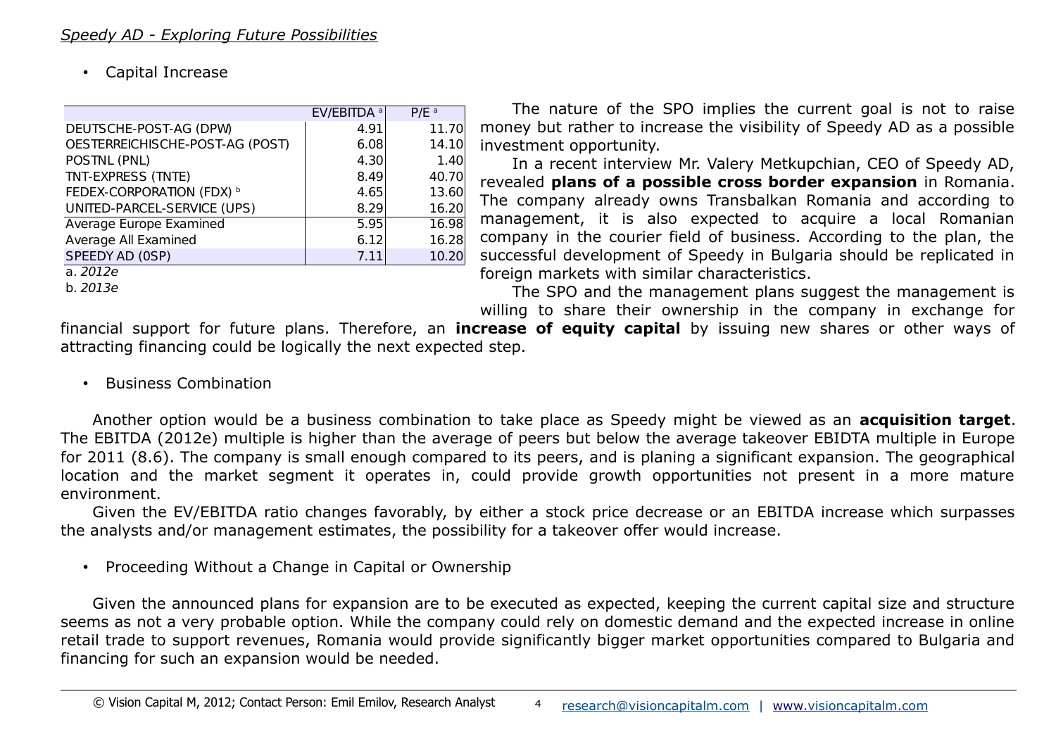*Speedy AD - Exploring Future Possibilities*

- Capital Increase

| | EV/EBITDA [a] | P/E [a] |
|---|---|---|
| DEUTSCHE-POST-AG (DPW) | 4.91 | 11.70 |
| OESTERREICHISCHE-POST-AG (POST) | 6.08 | 14.10 |
| POSTNL (PNL) | 4.30 | 1.40 |
| TNT-EXPRESS (TNTE) | 8.49 | 40.70 |
| FEDEX-CORPORATION (FDX) [b] | 4.65 | 13.60 |
| UNITED-PARCEL-SERVICE (UPS) | 8.29 | 16.20 |
| Average Europe Examined | 5.95 | 16.98 |
| Average All Examined | 6.12 | 16.28 |
| SPEEDY AD (0SP) | 7.11 | 10.20 |

a. *2012e*

b. *2013e*

The nature of the SPO implies the current goal is not to raise money but rather to increase the visibility of Speedy AD as a possible investment opportunity.

In a recent interview Mr. Valery Metkupchian, CEO of Speedy AD, revealed **plans of a possible cross border expansion** in Romania. The company already owns Transbalkan Romania and according to management, it is also expected to acquire a local Romanian company in the courier field of business. According to the plan, the successful development of Speedy in Bulgaria should be replicated in foreign markets with similar characteristics.

The SPO and the management plans suggest the management is willing to share their ownership in the company in exchange for financial support for future plans. Therefore, an **increase of equity capital** by issuing new shares or other ways of attracting financing could be logically the next expected step.

- Business Combination

Another option would be a business combination to take place as Speedy might be viewed as an **acquisition target**. The EBITDA (2012e) multiple is higher than the average of peers but below the average takeover EBIDTA multiple in Europe for 2011 (8.6). The company is small enough compared to its peers, and is planing a significant expansion. The geographical location and the market segment it operates in, could provide growth opportunities not present in a more mature environment.

Given the EV/EBITDA ratio changes favorably, by either a stock price decrease or an EBITDA increase which surpasses the analysts and/or management estimates, the possibility for a takeover offer would increase.

- Proceeding Without a Change in Capital or Ownership

Given the announced plans for expansion are to be executed as expected, keeping the current capital size and structure seems as not a very probable option. While the company could rely on domestic demand and the expected increase in online retail trade to support revenues, Romania would provide significantly bigger market opportunities compared to Bulgaria and financing for such an expansion would be needed.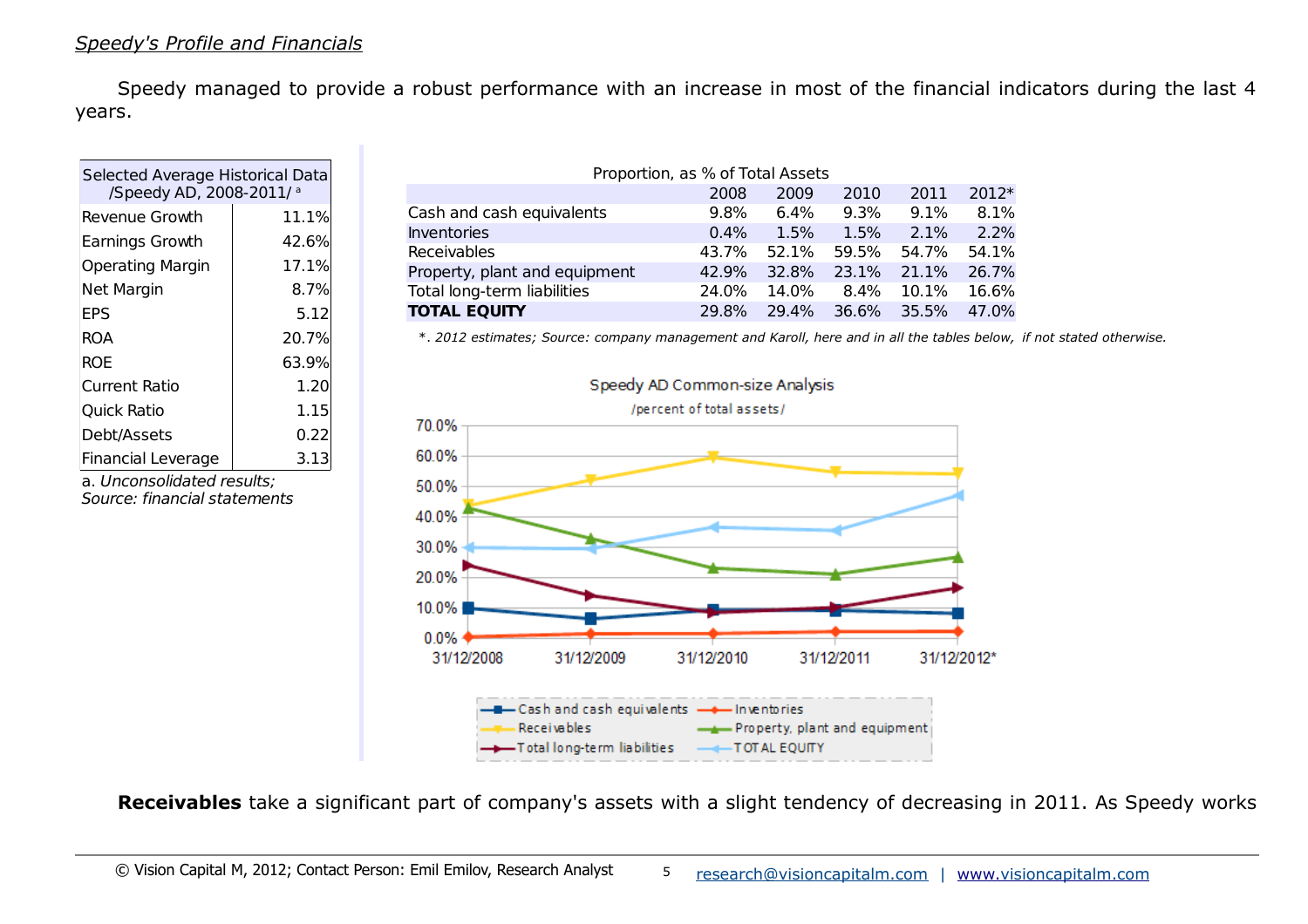*Speedy's Profile and Financials*

Speedy managed to provide a robust performance with an increase in most of the financial indicators during the last 4 years.

| Selected Average Historical Data /Speedy AD, 2008-2011/ [a] | |
|---|---|
| Revenue Growth | 11.1% |
| Earnings Growth | 42.6% |
| Operating Margin | 17.1% |
| Net Margin | 8.7% |
| EPS | 5.12 |
| ROA | 20.7% |
| ROE | 63.9% |
| Current Ratio | 1.20 |
| Quick Ratio | 1.15 |
| Debt/Assets | 0.22 |
| Financial Leverage | 3.13 |

a. *Unconsolidated results;*
*Source: financial statements*

Proportion, as % of Total Assets

| | 2008 | 2009 | 2010 | 2011 | 2012* |
|---|---|---|---|---|---|
| Cash and cash equivalents | 9.8% | 6.4% | 9.3% | 9.1% | 8.1% |
| Inventories | 0.4% | 1.5% | 1.5% | 2.1% | 2.2% |
| Receivables | 43.7% | 52.1% | 59.5% | 54.7% | 54.1% |
| Property, plant and equipment | 42.9% | 32.8% | 23.1% | 21.1% | 26.7% |
| Total long-term liabilities | 24.0% | 14.0% | 8.4% | 10.1% | 16.6% |
| **TOTAL EQUITY** | 29.8% | 29.4% | 36.6% | 35.5% | 47.0% |

*\*. 2012 estimates; Source: company management and Karoll, here and in all the tables below, if not stated otherwise.*

Speedy AD Common-size Analysis
/percent of total assets/

**Receivables** take a significant part of company's assets with a slight tendency of decreasing in 2011. As Speedy works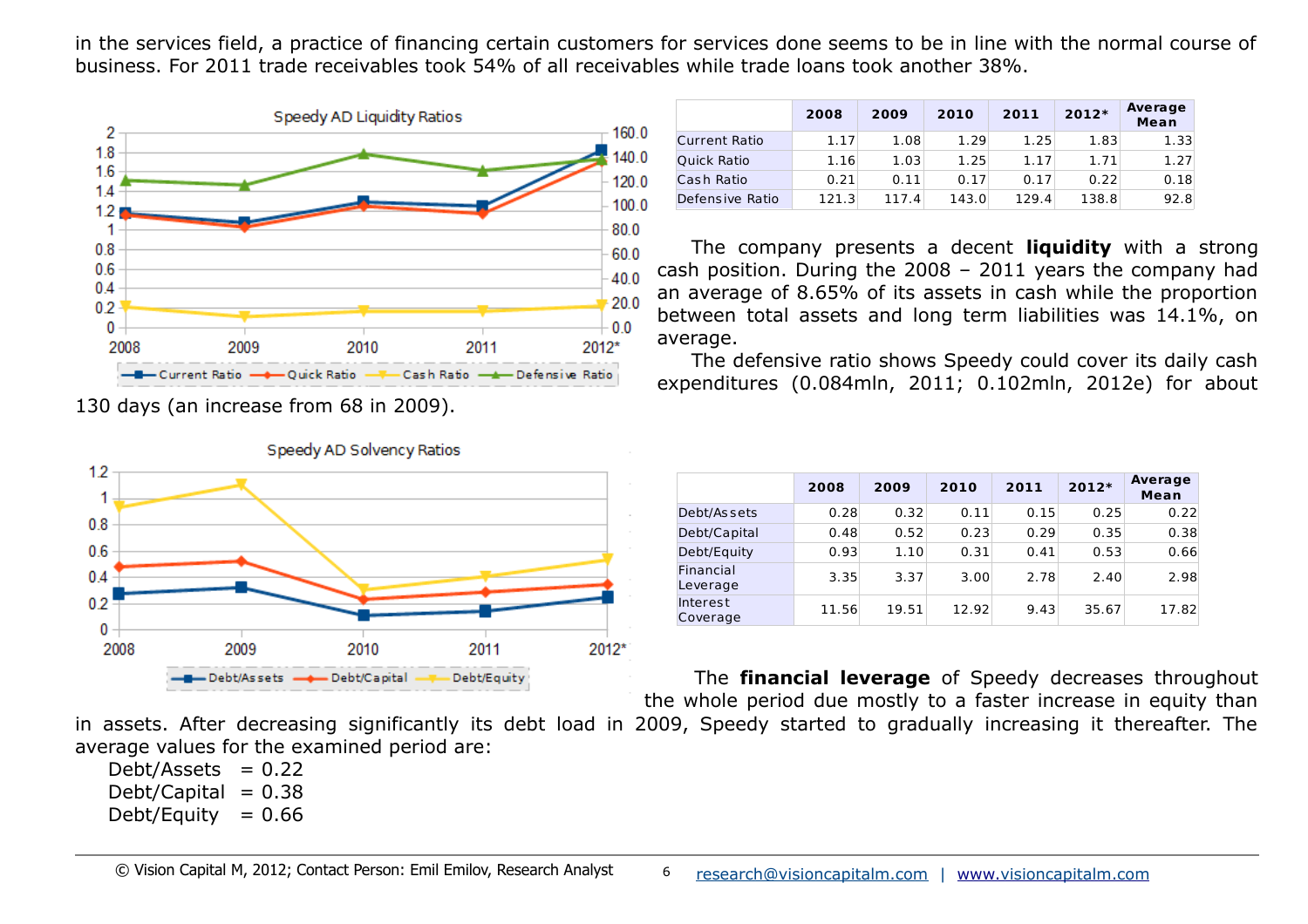in the services field, a practice of financing certain customers for services done seems to be in line with the normal course of business. For 2011 trade receivables took 54% of all receivables while trade loans took another 38%.

| | 2008 | 2009 | 2010 | 2011 | 2012* | Average Mean |
|---|---|---|---|---|---|---|
| Current Ratio | 1.17 | 1.08 | 1.29 | 1.25 | 1.83 | 1.33 |
| Quick Ratio | 1.16 | 1.03 | 1.25 | 1.17 | 1.71 | 1.27 |
| Cash Ratio | 0.21 | 0.11 | 0.17 | 0.17 | 0.22 | 0.18 |
| Defensive Ratio | 121.3 | 117.4 | 143.0 | 129.4 | 138.8 | 92.8 |

The company presents a decent **liquidity** with a strong cash position. During the 2008 – 2011 years the company had an average of 8.65% of its assets in cash while the proportion between total assets and long term liabilities was 14.1%, on average.

The defensive ratio shows Speedy could cover its daily cash expenditures (0.084mln, 2011; 0.102mln, 2012e) for about 130 days (an increase from 68 in 2009).

| | 2008 | 2009 | 2010 | 2011 | 2012* | Average Mean |
|---|---|---|---|---|---|---|
| Debt/Assets | 0.28 | 0.32 | 0.11 | 0.15 | 0.25 | 0.22 |
| Debt/Capital | 0.48 | 0.52 | 0.23 | 0.29 | 0.35 | 0.38 |
| Debt/Equity | 0.93 | 1.10 | 0.31 | 0.41 | 0.53 | 0.66 |
| Financial Leverage | 3.35 | 3.37 | 3.00 | 2.78 | 2.40 | 2.98 |
| Interest Coverage | 11.56 | 19.51 | 12.92 | 9.43 | 35.67 | 17.82 |

The **financial leverage** of Speedy decreases throughout the whole period due mostly to a faster increase in equity than in assets. After decreasing significantly its debt load in 2009, Speedy started to gradually increasing it thereafter. The average values for the examined period are:

- Debt/Assets = 0.22
- Debt/Capital = 0.38
- Debt/Equity = 0.66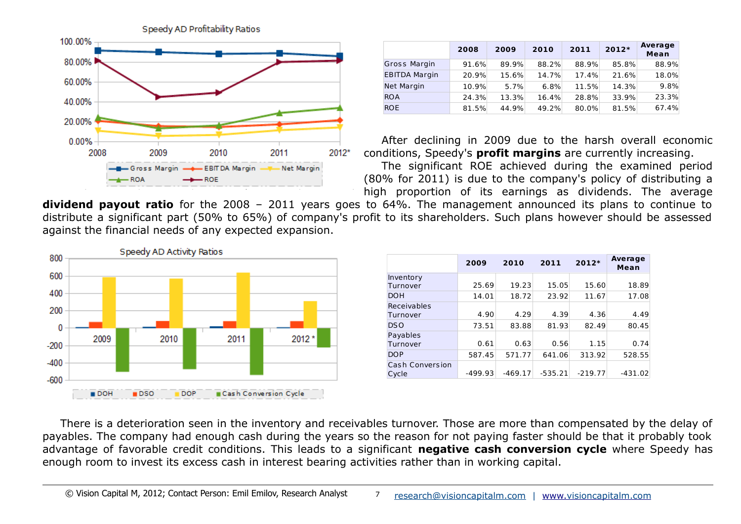| | 2008 | 2009 | 2010 | 2011 | 2012* | Average Mean |
|---|---|---|---|---|---|---|
| Gross Margin | 91.6% | 89.9% | 88.2% | 88.9% | 85.8% | 88.9% |
| EBITDA Margin | 20.9% | 15.6% | 14.7% | 17.4% | 21.6% | 18.0% |
| Net Margin | 10.9% | 5.7% | 6.8% | 11.5% | 14.3% | 9.8% |
| ROA | 24.3% | 13.3% | 16.4% | 28.8% | 33.9% | 23.3% |
| ROE | 81.5% | 44.9% | 49.2% | 80.0% | 81.5% | 67.4% |

After declining in 2009 due to the harsh overall economic conditions, Speedy's **profit margins** are currently increasing.

The significant ROE achieved during the examined period (80% for 2011) is due to the company's policy of distributing a high proportion of its earnings as dividends. The average **dividend payout ratio** for the 2008 – 2011 years goes to 64%. The management announced its plans to continue to distribute a significant part (50% to 65%) of company's profit to its shareholders. Such plans however should be assessed against the financial needs of any expected expansion.

| | 2009 | 2010 | 2011 | 2012* | Average Mean |
|---|---|---|---|---|---|
| Inventory Turnover | 25.69 | 19.23 | 15.05 | 15.60 | 18.89 |
| DOH | 14.01 | 18.72 | 23.92 | 11.67 | 17.08 |
| Receivables Turnover | 4.90 | 4.29 | 4.39 | 4.36 | 4.49 |
| DSO | 73.51 | 83.88 | 81.93 | 82.49 | 80.45 |
| Payables Turnover | 0.61 | 0.63 | 0.56 | 1.15 | 0.74 |
| DOP | 587.45 | 571.77 | 641.06 | 313.92 | 528.55 |
| Cash Conversion Cycle | -499.93 | -469.17 | -535.21 | -219.77 | -431.02 |

There is a deterioration seen in the inventory and receivables turnover. Those are more than compensated by the delay of payables. The company had enough cash during the years so the reason for not paying faster should be that it probably took advantage of favorable credit conditions. This leads to a significant **negative cash conversion cycle** where Speedy has enough room to invest its excess cash in interest bearing activities rather than in working capital.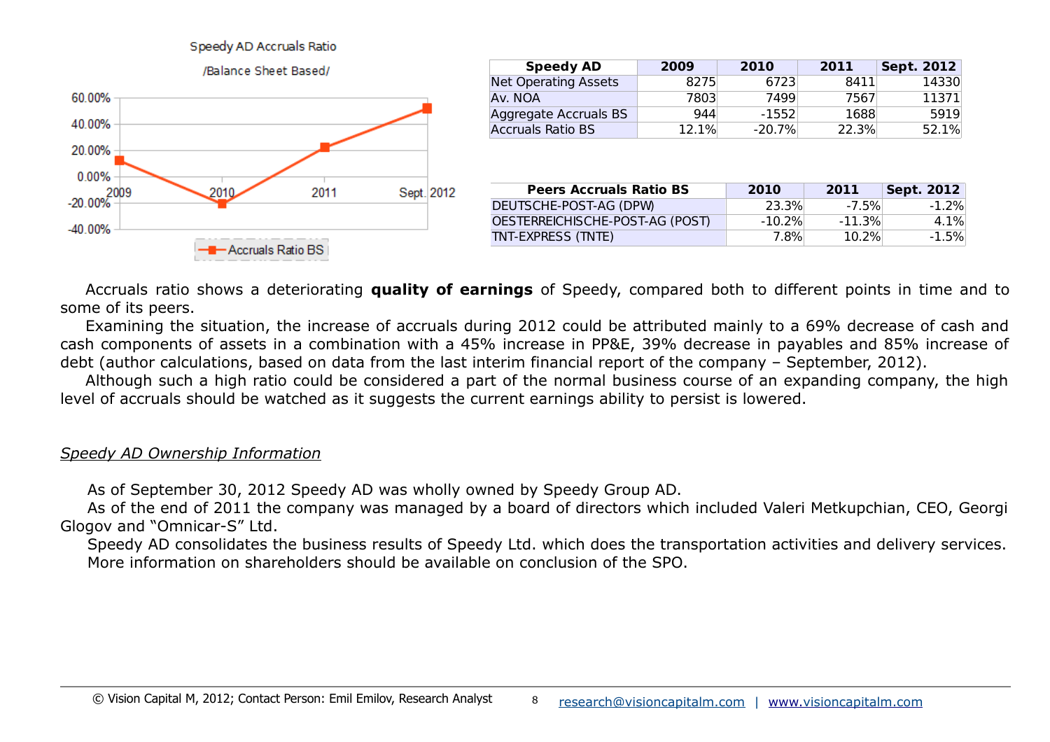Speedy AD Accruals Ratio

/Balance Sheet Based/

| Speedy AD | 2009 | 2010 | 2011 | Sept. 2012 |
|---|---|---|---|---|
| Net Operating Assets | 8275 | 6723 | 8411 | 14330 |
| Av. NOA | 7803 | 7499 | 7567 | 11371 |
| Aggregate Accruals BS | 944 | -1552 | 1688 | 5919 |
| Accruals Ratio BS | 12.1% | -20.7% | 22.3% | 52.1% |

| Peers Accruals Ratio BS | 2010 | 2011 | Sept. 2012 |
|---|---|---|---|
| DEUTSCHE-POST-AG (DPW) | 23.3% | -7.5% | -1.2% |
| OESTERREICHISCHE-POST-AG (POST) | -10.2% | -11.3% | 4.1% |
| TNT-EXPRESS (TNTE) | 7.8% | 10.2% | -1.5% |

Accruals ratio shows a deteriorating **quality of earnings** of Speedy, compared both to different points in time and to some of its peers.

Examining the situation, the increase of accruals during 2012 could be attributed mainly to a 69% decrease of cash and cash components of assets in a combination with a 45% increase in PP&E, 39% decrease in payables and 85% increase of debt (author calculations, based on data from the last interim financial report of the company – September, 2012).

Although such a high ratio could be considered a part of the normal business course of an expanding company, the high level of accruals should be watched as it suggests the current earnings ability to persist is lowered.

*Speedy AD Ownership Information*

As of September 30, 2012 Speedy AD was wholly owned by Speedy Group AD.

As of the end of 2011 the company was managed by a board of directors which included Valeri Metkupchian, CEO, Georgi Glogov and "Omnicar-S" Ltd.

Speedy AD consolidates the business results of Speedy Ltd. which does the transportation activities and delivery services.

More information on shareholders should be available on conclusion of the SPO.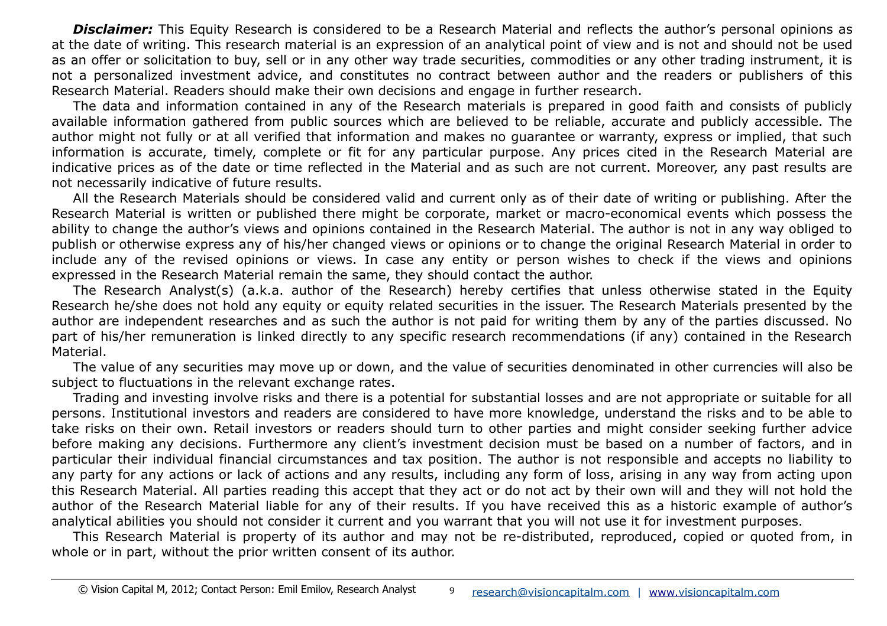***Disclaimer:*** This Equity Research is considered to be a Research Material and reflects the author's personal opinions as at the date of writing. This research material is an expression of an analytical point of view and is not and should not be used as an offer or solicitation to buy, sell or in any other way trade securities, commodities or any other trading instrument, it is not a personalized investment advice, and constitutes no contract between author and the readers or publishers of this Research Material. Readers should make their own decisions and engage in further research.

The data and information contained in any of the Research materials is prepared in good faith and consists of publicly available information gathered from public sources which are believed to be reliable, accurate and publicly accessible. The author might not fully or at all verified that information and makes no guarantee or warranty, express or implied, that such information is accurate, timely, complete or fit for any particular purpose. Any prices cited in the Research Material are indicative prices as of the date or time reflected in the Material and as such are not current. Moreover, any past results are not necessarily indicative of future results.

All the Research Materials should be considered valid and current only as of their date of writing or publishing. After the Research Material is written or published there might be corporate, market or macro-economical events which possess the ability to change the author's views and opinions contained in the Research Material. The author is not in any way obliged to publish or otherwise express any of his/her changed views or opinions or to change the original Research Material in order to include any of the revised opinions or views. In case any entity or person wishes to check if the views and opinions expressed in the Research Material remain the same, they should contact the author.

The Research Analyst(s) (a.k.a. author of the Research) hereby certifies that unless otherwise stated in the Equity Research he/she does not hold any equity or equity related securities in the issuer. The Research Materials presented by the author are independent researches and as such the author is not paid for writing them by any of the parties discussed. No part of his/her remuneration is linked directly to any specific research recommendations (if any) contained in the Research Material.

The value of any securities may move up or down, and the value of securities denominated in other currencies will also be subject to fluctuations in the relevant exchange rates.

Trading and investing involve risks and there is a potential for substantial losses and are not appropriate or suitable for all persons. Institutional investors and readers are considered to have more knowledge, understand the risks and to be able to take risks on their own. Retail investors or readers should turn to other parties and might consider seeking further advice before making any decisions. Furthermore any client's investment decision must be based on a number of factors, and in particular their individual financial circumstances and tax position. The author is not responsible and accepts no liability to any party for any actions or lack of actions and any results, including any form of loss, arising in any way from acting upon this Research Material. All parties reading this accept that they act or do not act by their own will and they will not hold the author of the Research Material liable for any of their results. If you have received this as a historic example of author's analytical abilities you should not consider it current and you warrant that you will not use it for investment purposes.

This Research Material is property of its author and may not be re-distributed, reproduced, copied or quoted from, in whole or in part, without the prior written consent of its author.